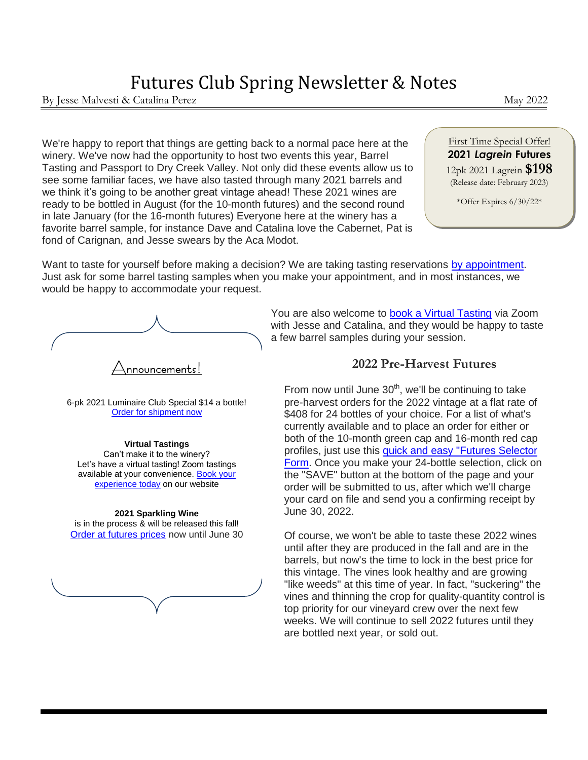# Futures Club Spring Newsletter & Notes

By Jesse Malvesti & Catalina Perez

May 2022

We're happy to report that things are getting back to a normal pace here at the winery. We've now had the opportunity to host two events this year, Barrel Tasting and Passport to Dry Creek Valley. Not only did these events allow us to see some familiar faces, we have also tasted through many 2021 barrels and we think it's going to be another great vintage ahead! These 2021 wines are ready to be bottled in August (for the 10-month futures) and the second round in late January (for the 16-month futures) Everyone here at the winery has a favorite barrel sample, for instance Dave and Catalina love the Cabernet, Pat is fond of Carignan, and Jesse swears by the Aca Modot.

First Time Special Offer!

**2021 *Lagrein* Futures**

12pk 2021 Lagrein **$198**

(Release date: February 2023)

\*Offer Expires 6/30/22\*

Want to taste for yourself before making a decision? We are taking tasting reservations by appointment. Just ask for some barrel tasting samples when you make your appointment, and in most instances, we would be happy to accommodate your request.

You are also welcome to book a Virtual Tasting via Zoom with Jesse and Catalina, and they would be happy to taste a few barrel samples during your session.

## Announcements!

6-pk 2021 Luminaire Club Special $14 a bottle!
Order for shipment now

**Virtual Tastings**
Can't make it to the winery?
Let's have a virtual tasting! Zoom tastings available at your convenience. Book your experience today on our website

**2021 Sparkling Wine**
is in the process & will be released this fall!
Order at futures prices now until June 30

## 2022 Pre-Harvest Futures

From now until June 30th, we'll be continuing to take pre-harvest orders for the 2022 vintage at a flat rate of $408 for 24 bottles of your choice. For a list of what's currently available and to place an order for either or both of the 10-month green cap and 16-month red cap profiles, just use this quick and easy "Futures Selector Form". Once you make your 24-bottle selection, click on the "SAVE" button at the bottom of the page and your order will be submitted to us, after which we'll charge your card on file and send you a confirming receipt by June 30, 2022.

Of course, we won't be able to taste these 2022 wines until after they are produced in the fall and are in the barrels, but now's the time to lock in the best price for this vintage. The vines look healthy and are growing "like weeds" at this time of year. In fact, "suckering" the vines and thinning the crop for quality-quantity control is top priority for our vineyard crew over the next few weeks. We will continue to sell 2022 futures until they are bottled next year, or sold out.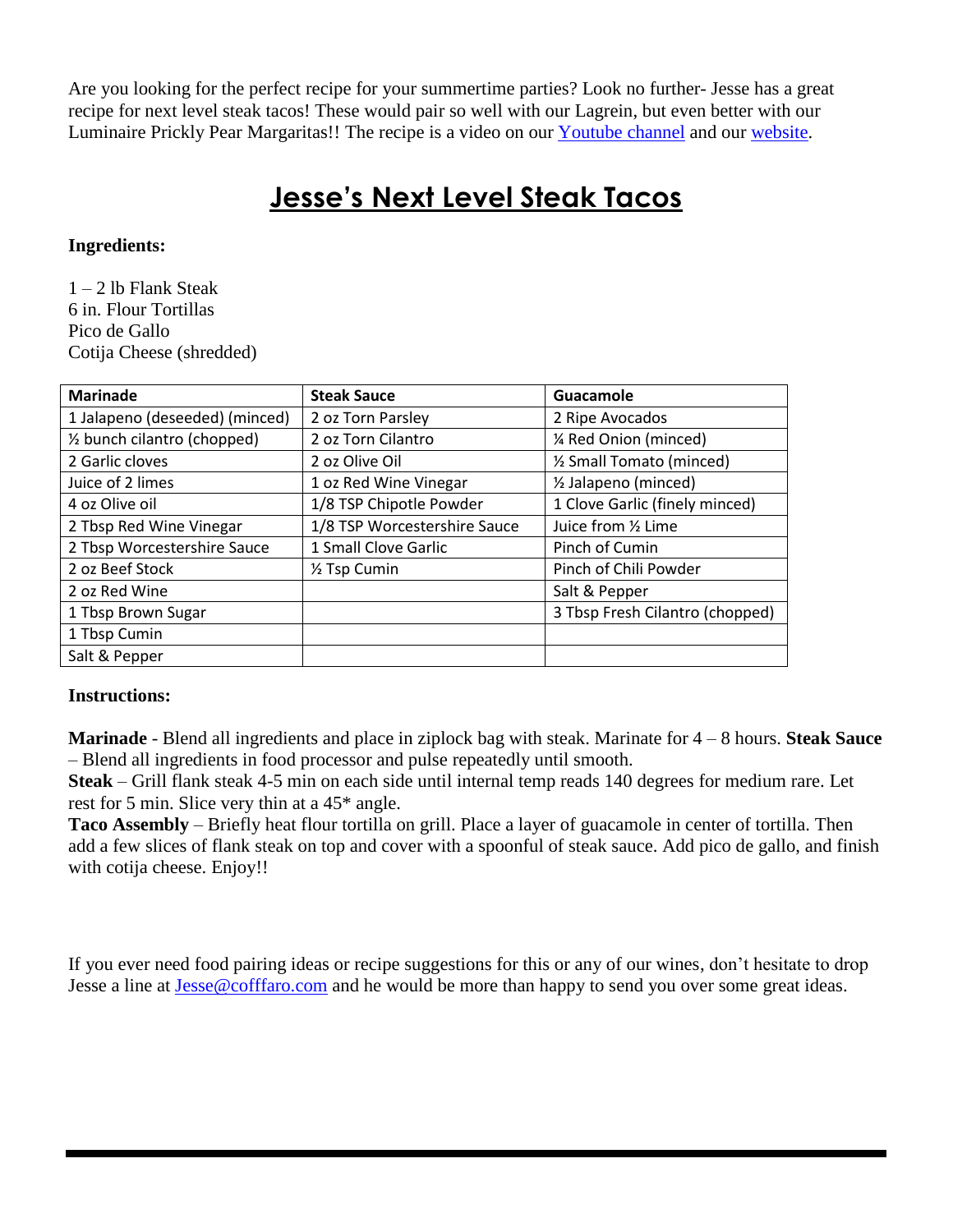Are you looking for the perfect recipe for your summertime parties? Look no further- Jesse has a great recipe for next level steak tacos! These would pair so well with our Lagrein, but even better with our Luminaire Prickly Pear Margaritas!! The recipe is a video on our Youtube channel and our website.

# Jesse's Next Level Steak Tacos

**Ingredients:**

1 – 2 lb Flank Steak
6 in. Flour Tortillas
Pico de Gallo
Cotija Cheese (shredded)

| Marinade | Steak Sauce | Guacamole |
|---|---|---|
| 1 Jalapeno (deseeded) (minced) | 2 oz Torn Parsley | 2 Ripe Avocados |
| ½ bunch cilantro (chopped) | 2 oz Torn Cilantro | ¼ Red Onion (minced) |
| 2 Garlic cloves | 2 oz Olive Oil | ½ Small Tomato (minced) |
| Juice of 2 limes | 1 oz Red Wine Vinegar | ½ Jalapeno (minced) |
| 4 oz Olive oil | 1/8 TSP Chipotle Powder | 1 Clove Garlic (finely minced) |
| 2 Tbsp Red Wine Vinegar | 1/8 TSP Worcestershire Sauce | Juice from ½ Lime |
| 2 Tbsp Worcestershire Sauce | 1 Small Clove Garlic | Pinch of Cumin |
| 2 oz Beef Stock | ½ Tsp Cumin | Pinch of Chili Powder |
| 2 oz Red Wine | | Salt & Pepper |
| 1 Tbsp Brown Sugar | | 3 Tbsp Fresh Cilantro (chopped) |
| 1 Tbsp Cumin | | |
| Salt & Pepper | | |

**Instructions:**

**Marinade** - Blend all ingredients and place in ziplock bag with steak. Marinate for 4 – 8 hours. **Steak Sauce** – Blend all ingredients in food processor and pulse repeatedly until smooth.
**Steak** – Grill flank steak 4-5 min on each side until internal temp reads 140 degrees for medium rare. Let rest for 5 min. Slice very thin at a 45* angle.
**Taco Assembly** – Briefly heat flour tortilla on grill. Place a layer of guacamole in center of tortilla. Then add a few slices of flank steak on top and cover with a spoonful of steak sauce. Add pico de gallo, and finish with cotija cheese. Enjoy!!

If you ever need food pairing ideas or recipe suggestions for this or any of our wines, don't hesitate to drop Jesse a line at Jesse@cofffaro.com and he would be more than happy to send you over some great ideas.